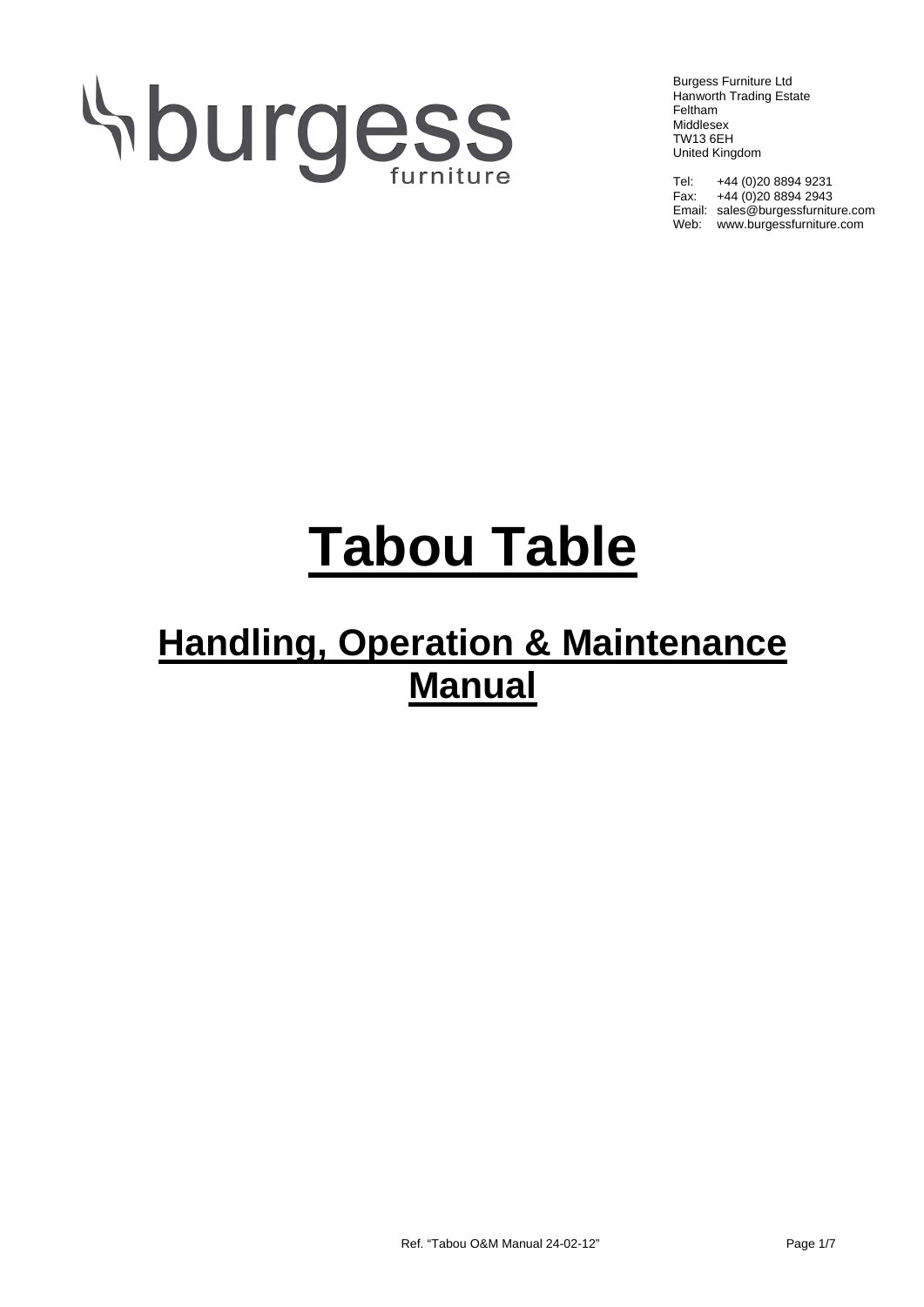burgess furniture

Burgess Furniture Ltd
Hanworth Trading Estate
Feltham
Middlesex
TW13 6EH
United Kingdom

Tel: +44 (0)20 8894 9231
Fax: +44 (0)20 8894 2943
Email: sales@burgessfurniture.com
Web: www.burgessfurniture.com

# Tabou Table

## Handling, Operation & Maintenance Manual

Ref. "Tabou O&M Manual 24-02-12"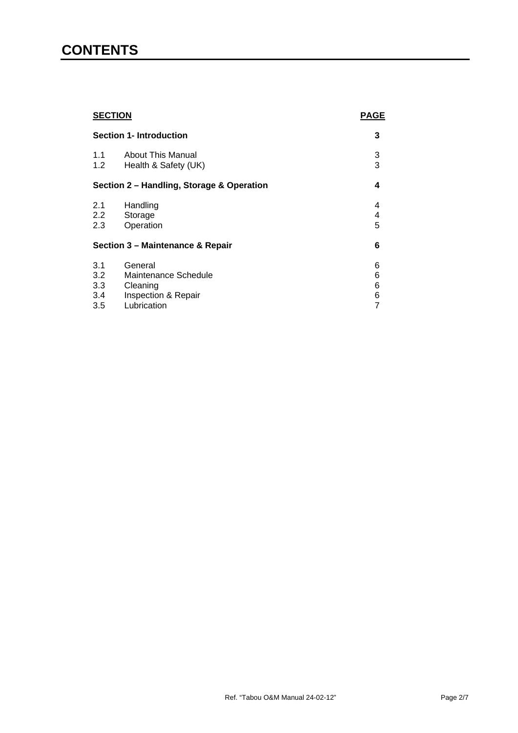# CONTENTS

| SECTION | | PAGE |
|---|---|---|
| **Section 1- Introduction** | | **3** |
| 1.1 | About This Manual | 3 |
| 1.2 | Health & Safety (UK) | 3 |
| **Section 2 – Handling, Storage & Operation** | | **4** |
| 2.1 | Handling | 4 |
| 2.2 | Storage | 4 |
| 2.3 | Operation | 5 |
| **Section 3 – Maintenance & Repair** | | **6** |
| 3.1 | General | 6 |
| 3.2 | Maintenance Schedule | 6 |
| 3.3 | Cleaning | 6 |
| 3.4 | Inspection & Repair | 6 |
| 3.5 | Lubrication | 7 |

Ref. "Tabou O&M Manual 24-02-12"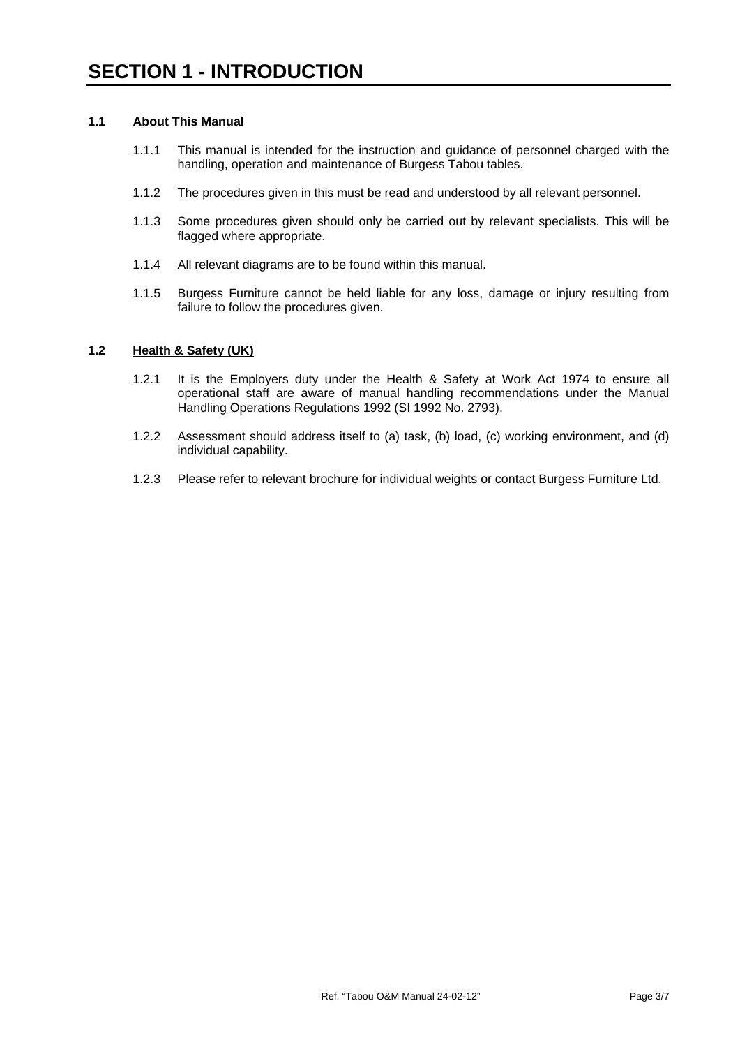# SECTION 1 - INTRODUCTION

## 1.1 About This Manual

1.1.1 This manual is intended for the instruction and guidance of personnel charged with the handling, operation and maintenance of Burgess Tabou tables.

1.1.2 The procedures given in this must be read and understood by all relevant personnel.

1.1.3 Some procedures given should only be carried out by relevant specialists. This will be flagged where appropriate.

1.1.4 All relevant diagrams are to be found within this manual.

1.1.5 Burgess Furniture cannot be held liable for any loss, damage or injury resulting from failure to follow the procedures given.

## 1.2 Health & Safety (UK)

1.2.1 It is the Employers duty under the Health & Safety at Work Act 1974 to ensure all operational staff are aware of manual handling recommendations under the Manual Handling Operations Regulations 1992 (SI 1992 No. 2793).

1.2.2 Assessment should address itself to (a) task, (b) load, (c) working environment, and (d) individual capability.

1.2.3 Please refer to relevant brochure for individual weights or contact Burgess Furniture Ltd.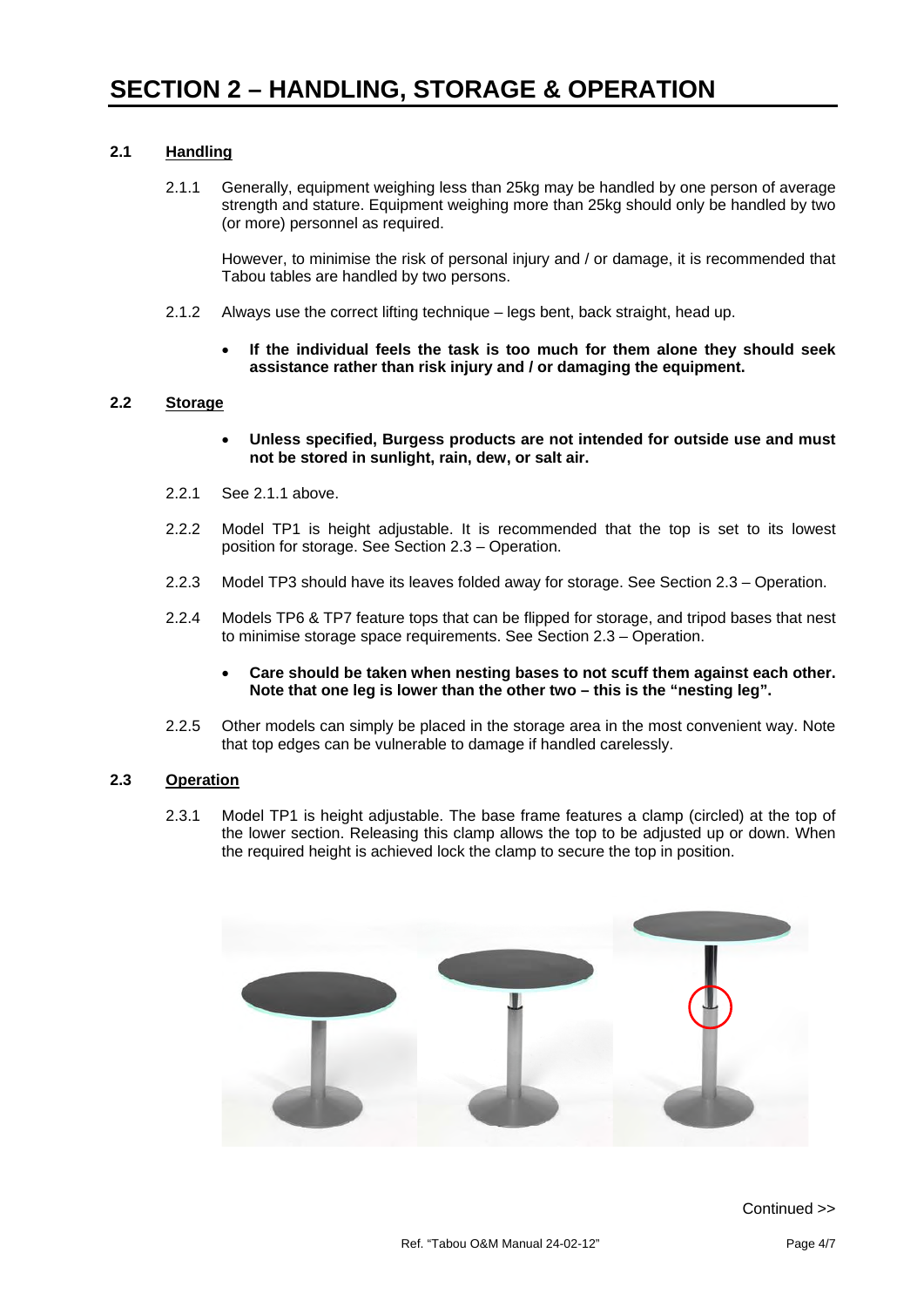# SECTION 2 – HANDLING, STORAGE & OPERATION

## 2.1 Handling

2.1.1 Generally, equipment weighing less than 25kg may be handled by one person of average strength and stature. Equipment weighing more than 25kg should only be handled by two (or more) personnel as required.

However, to minimise the risk of personal injury and / or damage, it is recommended that Tabou tables are handled by two persons.

2.1.2 Always use the correct lifting technique – legs bent, back straight, head up.

- **If the individual feels the task is too much for them alone they should seek assistance rather than risk injury and / or damaging the equipment.**

## 2.2 Storage

- **Unless specified, Burgess products are not intended for outside use and must not be stored in sunlight, rain, dew, or salt air.**

2.2.1 See 2.1.1 above.

2.2.2 Model TP1 is height adjustable. It is recommended that the top is set to its lowest position for storage. See Section 2.3 – Operation.

2.2.3 Model TP3 should have its leaves folded away for storage. See Section 2.3 – Operation.

2.2.4 Models TP6 & TP7 feature tops that can be flipped for storage, and tripod bases that nest to minimise storage space requirements. See Section 2.3 – Operation.

- **Care should be taken when nesting bases to not scuff them against each other. Note that one leg is lower than the other two – this is the "nesting leg".**

2.2.5 Other models can simply be placed in the storage area in the most convenient way. Note that top edges can be vulnerable to damage if handled carelessly.

## 2.3 Operation

2.3.1 Model TP1 is height adjustable. The base frame features a clamp (circled) at the top of the lower section. Releasing this clamp allows the top to be adjusted up or down. When the required height is achieved lock the clamp to secure the top in position.

Continued >>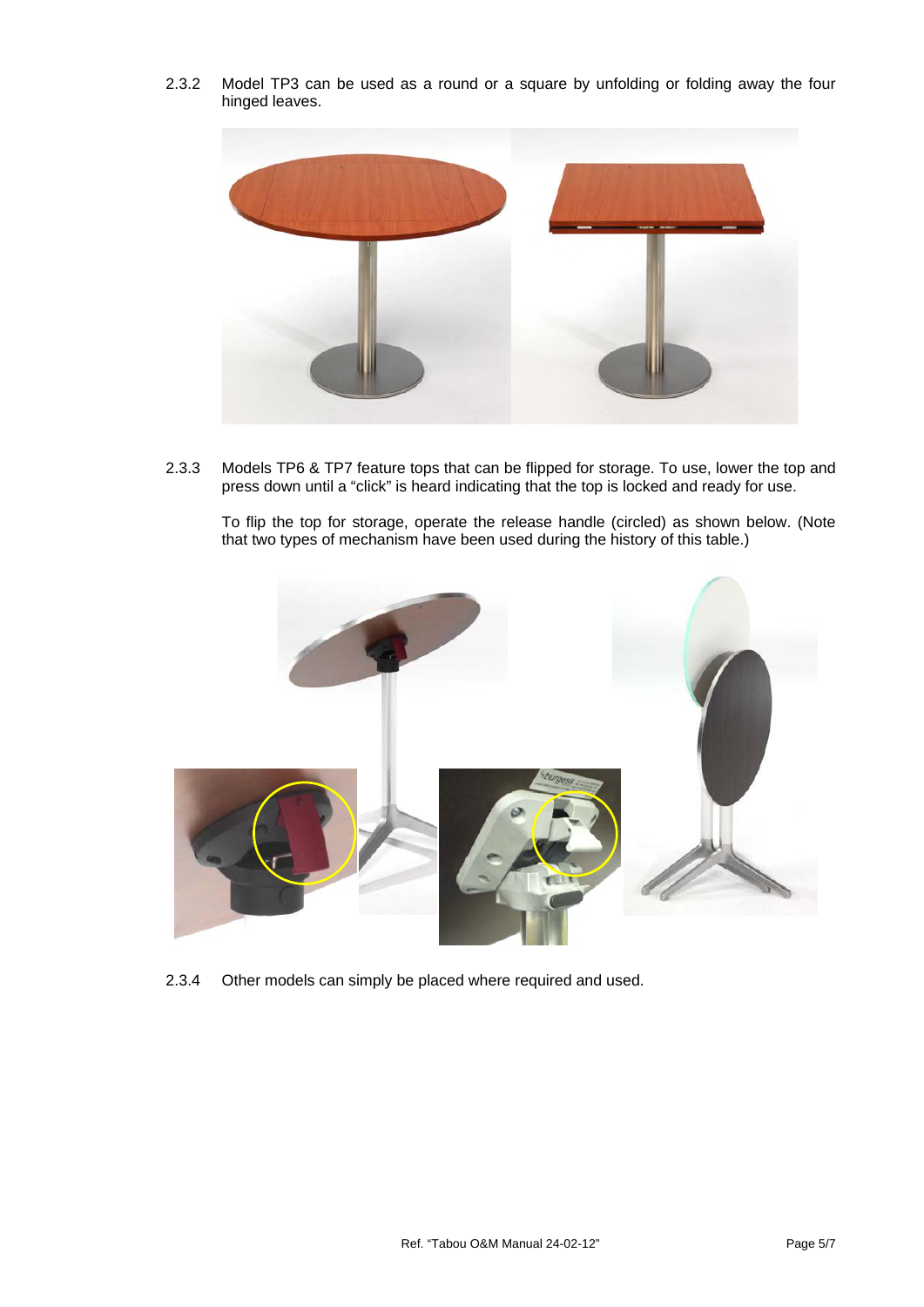2.3.2 Model TP3 can be used as a round or a square by unfolding or folding away the four hinged leaves.

2.3.3 Models TP6 & TP7 feature tops that can be flipped for storage. To use, lower the top and press down until a “click” is heard indicating that the top is locked and ready for use.

To flip the top for storage, operate the release handle (circled) as shown below. (Note that two types of mechanism have been used during the history of this table.)

2.3.4 Other models can simply be placed where required and used.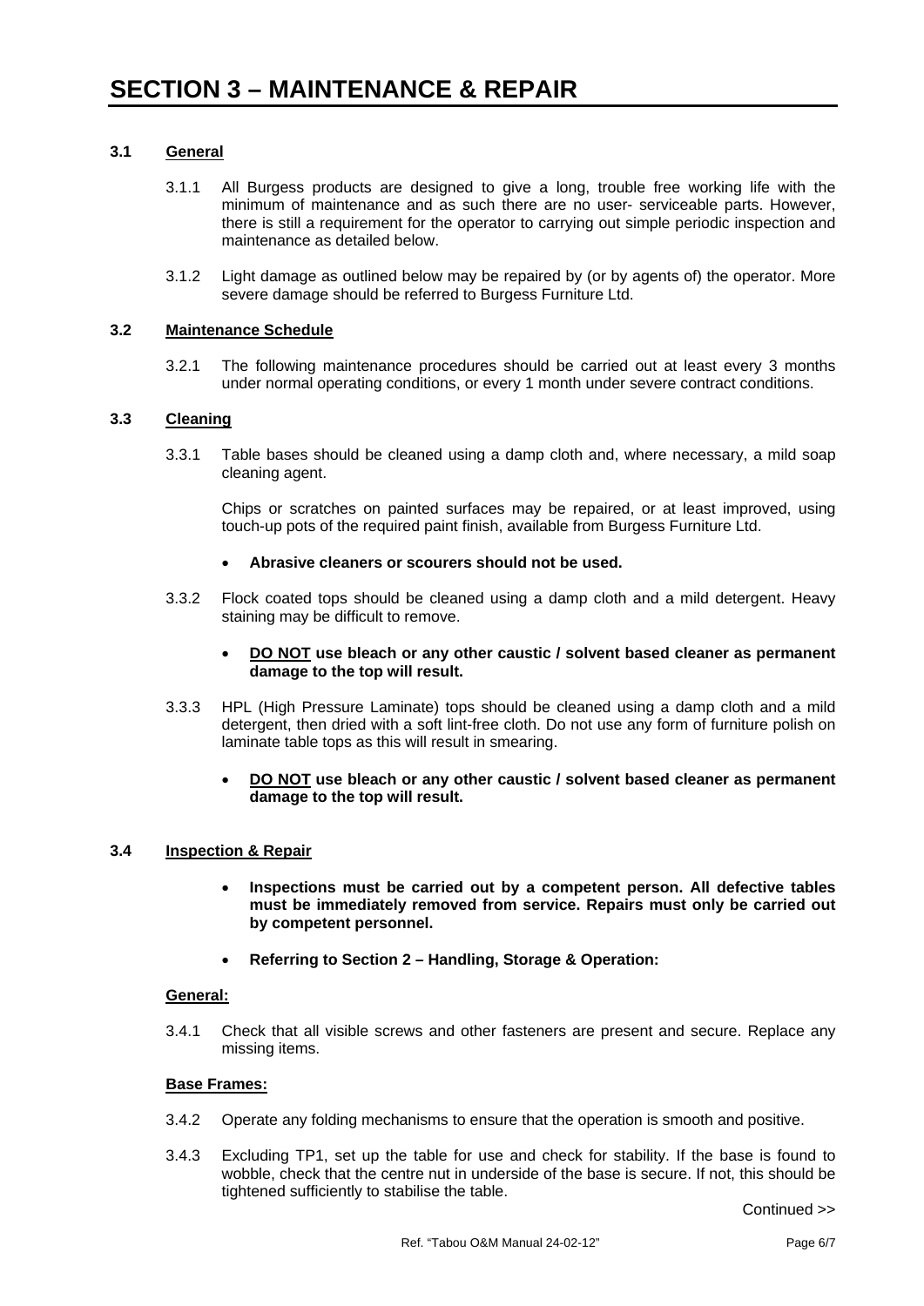# SECTION 3 – MAINTENANCE & REPAIR

### 3.1 General

3.1.1 All Burgess products are designed to give a long, trouble free working life with the minimum of maintenance and as such there are no user- serviceable parts. However, there is still a requirement for the operator to carrying out simple periodic inspection and maintenance as detailed below.

3.1.2 Light damage as outlined below may be repaired by (or by agents of) the operator. More severe damage should be referred to Burgess Furniture Ltd.

### 3.2 Maintenance Schedule

3.2.1 The following maintenance procedures should be carried out at least every 3 months under normal operating conditions, or every 1 month under severe contract conditions.

### 3.3 Cleaning

3.3.1 Table bases should be cleaned using a damp cloth and, where necessary, a mild soap cleaning agent.

Chips or scratches on painted surfaces may be repaired, or at least improved, using touch-up pots of the required paint finish, available from Burgess Furniture Ltd.

- **Abrasive cleaners or scourers should not be used.**

3.3.2 Flock coated tops should be cleaned using a damp cloth and a mild detergent. Heavy staining may be difficult to remove.

- **DO NOT use bleach or any other caustic / solvent based cleaner as permanent damage to the top will result.**

3.3.3 HPL (High Pressure Laminate) tops should be cleaned using a damp cloth and a mild detergent, then dried with a soft lint-free cloth. Do not use any form of furniture polish on laminate table tops as this will result in smearing.

- **DO NOT use bleach or any other caustic / solvent based cleaner as permanent damage to the top will result.**

### 3.4 Inspection & Repair

- **Inspections must be carried out by a competent person. All defective tables must be immediately removed from service. Repairs must only be carried out by competent personnel.**
- **Referring to Section 2 – Handling, Storage & Operation:**

**General:**

3.4.1 Check that all visible screws and other fasteners are present and secure. Replace any missing items.

**Base Frames:**

3.4.2 Operate any folding mechanisms to ensure that the operation is smooth and positive.

3.4.3 Excluding TP1, set up the table for use and check for stability. If the base is found to wobble, check that the centre nut in underside of the base is secure. If not, this should be tightened sufficiently to stabilise the table.

Continued >>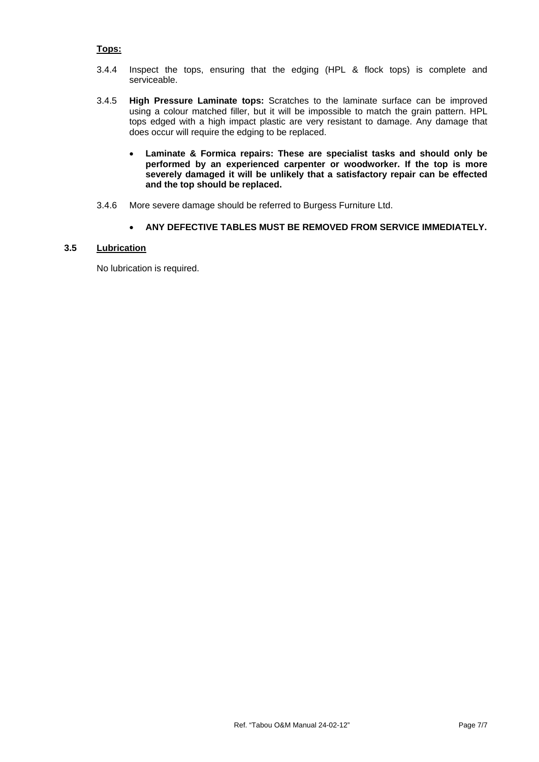**Tops:**

3.4.4 Inspect the tops, ensuring that the edging (HPL & flock tops) is complete and serviceable.

3.4.5 **High Pressure Laminate tops:** Scratches to the laminate surface can be improved using a colour matched filler, but it will be impossible to match the grain pattern. HPL tops edged with a high impact plastic are very resistant to damage. Any damage that does occur will require the edging to be replaced.

- **Laminate & Formica repairs: These are specialist tasks and should only be performed by an experienced carpenter or woodworker. If the top is more severely damaged it will be unlikely that a satisfactory repair can be effected and the top should be replaced.**

3.4.6 More severe damage should be referred to Burgess Furniture Ltd.

- **ANY DEFECTIVE TABLES MUST BE REMOVED FROM SERVICE IMMEDIATELY.**

## 3.5 Lubrication

No lubrication is required.